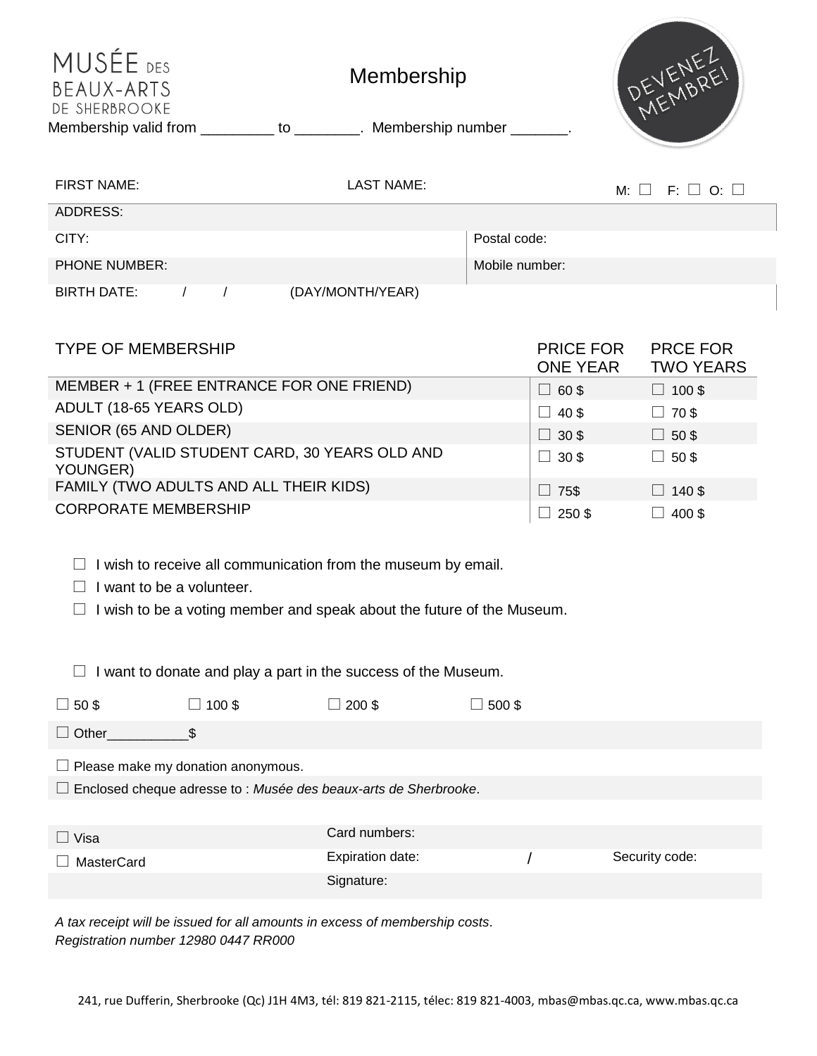MUSÉE DES BEAUX-ARTS DE SHERBROOKE

# Membership

DEVENEZ MEMBRE!

Membership valid from _________ to ________. Membership number _______.

| FIRST NAME: | LAST NAME: | M: ☐ F: ☐ O: ☐ |
|---|---|---|
| ADDRESS: | | |
| CITY: | Postal code: | |
| PHONE NUMBER: | Mobile number: | |
| BIRTH DATE: / / (DAY/MONTH/YEAR) | | |

| TYPE OF MEMBERSHIP | PRICE FOR ONE YEAR | PRCE FOR TWO YEARS |
|---|---|---|
| MEMBER + 1 (FREE ENTRANCE FOR ONE FRIEND) | ☐ 60 $ | ☐ 100 $ |
| ADULT (18-65 YEARS OLD) | ☐ 40 $ | ☐ 70 $ |
| SENIOR (65 AND OLDER) | ☐ 30 $ | ☐ 50 $ |
| STUDENT (VALID STUDENT CARD, 30 YEARS OLD AND YOUNGER) | ☐ 30 $ | ☐ 50 $ |
| FAMILY (TWO ADULTS AND ALL THEIR KIDS) | ☐ 75$ | ☐ 140 $ |
| CORPORATE MEMBERSHIP | ☐ 250 $ | ☐ 400 $ |

☐ I wish to receive all communication from the museum by email.

☐ I want to be a volunteer.

☐ I wish to be a voting member and speak about the future of the Museum.

☐ I want to donate and play a part in the success of the Museum.

☐ 50 $ ☐ 100 $ ☐ 200 $ ☐ 500 $

☐ Other__________$

☐ Please make my donation anonymous.

☐ Enclosed cheque adresse to : *Musée des beaux-arts de Sherbrooke*.

| ☐ Visa | Card numbers: | |
|---|---|---|
| ☐ MasterCard | Expiration date: / | Security code: |
| | Signature: | |

*A tax receipt will be issued for all amounts in excess of membership costs.*
*Registration number 12980 0447 RR000*

241, rue Dufferin, Sherbrooke (Qc) J1H 4M3, tél: 819 821-2115, télec: 819 821-4003, mbas@mbas.qc.ca, www.mbas.qc.ca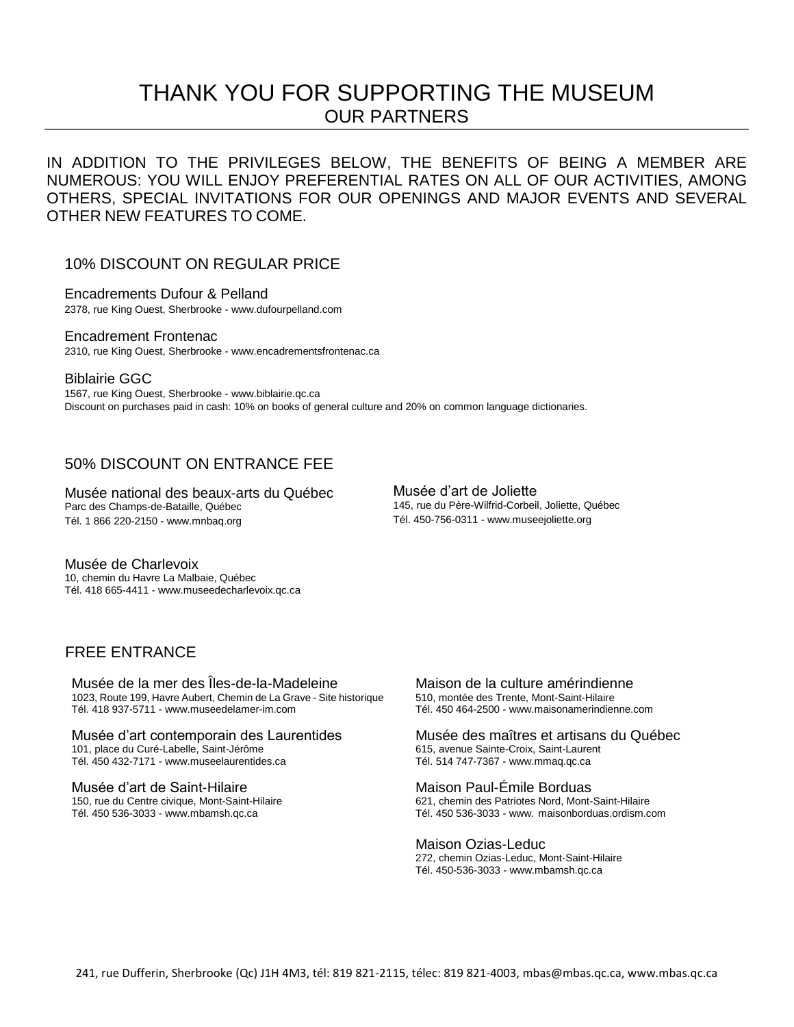# THANK YOU FOR SUPPORTING THE MUSEUM

## OUR PARTNERS

IN ADDITION TO THE PRIVILEGES BELOW, THE BENEFITS OF BEING A MEMBER ARE NUMEROUS: YOU WILL ENJOY PREFERENTIAL RATES ON ALL OF OUR ACTIVITIES, AMONG OTHERS, SPECIAL INVITATIONS FOR OUR OPENINGS AND MAJOR EVENTS AND SEVERAL OTHER NEW FEATURES TO COME.

### 10% DISCOUNT ON REGULAR PRICE

Encadrements Dufour & Pelland
2378, rue King Ouest, Sherbrooke - www.dufourpelland.com

Encadrement Frontenac
2310, rue King Ouest, Sherbrooke - www.encadrementsfrontenac.ca

Biblairie GGC
1567, rue King Ouest, Sherbrooke - www.biblairie.qc.ca
Discount on purchases paid in cash: 10% on books of general culture and 20% on common language dictionaries.

### 50% DISCOUNT ON ENTRANCE FEE

Musée national des beaux-arts du Québec
Parc des Champs-de-Bataille, Québec
Tél. 1 866 220-2150 - www.mnbaq.org

Musée d'art de Joliette
145, rue du Père-Wilfrid-Corbeil, Joliette, Québec
Tél. 450-756-0311 - www.museejoliette.org

Musée de Charlevoix
10, chemin du Havre La Malbaie, Québec
Tél. 418 665-4411 - www.museedecharlevoix.qc.ca

### FREE ENTRANCE

Musée de la mer des Îles-de-la-Madeleine
1023, Route 199, Havre Aubert, Chemin de La Grave - Site historique
Tél. 418 937-5711 - www.museedelamer-im.com

Musée d'art contemporain des Laurentides
101, place du Curé-Labelle, Saint-Jérôme
Tél. 450 432-7171 - www.museelaurentides.ca

Musée d'art de Saint-Hilaire
150, rue du Centre civique, Mont-Saint-Hilaire
Tél. 450 536-3033 - www.mbamsh.qc.ca

Maison de la culture amérindienne
510, montée des Trente, Mont-Saint-Hilaire
Tél. 450 464-2500 - www.maisonamerindienne.com

Musée des maîtres et artisans du Québec
615, avenue Sainte-Croix, Saint-Laurent
Tél. 514 747-7367 - www.mmaq.qc.ca

Maison Paul-Émile Borduas
621, chemin des Patriotes Nord, Mont-Saint-Hilaire
Tél. 450 536-3033 - www. maisonborduas.ordism.com

Maison Ozias-Leduc
272, chemin Ozias-Leduc, Mont-Saint-Hilaire
Tél. 450-536-3033 - www.mbamsh.qc.ca

241, rue Dufferin, Sherbrooke (Qc) J1H 4M3, tél: 819 821-2115, télec: 819 821-4003, mbas@mbas.qc.ca, www.mbas.qc.ca